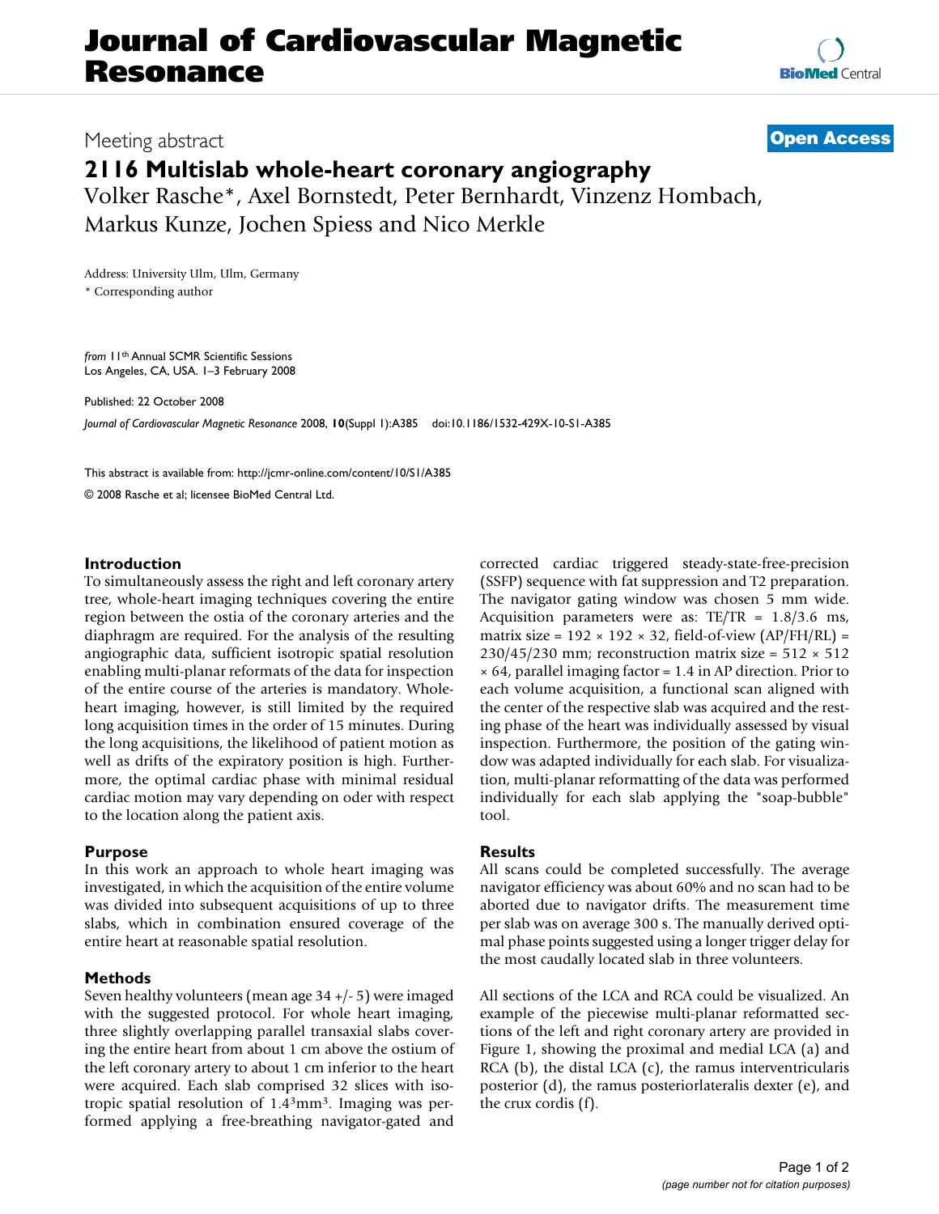# Journal of Cardiovascular Magnetic Resonance

Meeting abstract

**Open Access**

# 2116 Multislab whole-heart coronary angiography

Volker Rasche*, Axel Bornstedt, Peter Bernhardt, Vinzenz Hombach, Markus Kunze, Jochen Spiess and Nico Merkle

Address: University Ulm, Ulm, Germany

\* Corresponding author

*from* 11th Annual SCMR Scientific Sessions
Los Angeles, CA, USA. 1–3 February 2008

Published: 22 October 2008

*Journal of Cardiovascular Magnetic Resonance* 2008, **10**(Suppl 1):A385 doi:10.1186/1532-429X-10-S1-A385

This abstract is available from: http://jcmr-online.com/content/10/S1/A385

© 2008 Rasche et al; licensee BioMed Central Ltd.

### Introduction

To simultaneously assess the right and left coronary artery tree, whole-heart imaging techniques covering the entire region between the ostia of the coronary arteries and the diaphragm are required. For the analysis of the resulting angiographic data, sufficient isotropic spatial resolution enabling multi-planar reformats of the data for inspection of the entire course of the arteries is mandatory. Whole-heart imaging, however, is still limited by the required long acquisition times in the order of 15 minutes. During the long acquisitions, the likelihood of patient motion as well as drifts of the expiratory position is high. Furthermore, the optimal cardiac phase with minimal residual cardiac motion may vary depending on oder with respect to the location along the patient axis.

### Purpose

In this work an approach to whole heart imaging was investigated, in which the acquisition of the entire volume was divided into subsequent acquisitions of up to three slabs, which in combination ensured coverage of the entire heart at reasonable spatial resolution.

### Methods

Seven healthy volunteers (mean age 34 +/- 5) were imaged with the suggested protocol. For whole heart imaging, three slightly overlapping parallel transaxial slabs covering the entire heart from about 1 cm above the ostium of the left coronary artery to about 1 cm inferior to the heart were acquired. Each slab comprised 32 slices with isotropic spatial resolution of $1.4^3$mm$^3$. Imaging was performed applying a free-breathing navigator-gated and corrected cardiac triggered steady-state-free-precision (SSFP) sequence with fat suppression and T2 preparation. The navigator gating window was chosen 5 mm wide. Acquisition parameters were as: TE/TR = 1.8/3.6 ms, matrix size = 192 × 192 × 32, field-of-view (AP/FH/RL) = 230/45/230 mm; reconstruction matrix size = 512 × 512 × 64, parallel imaging factor = 1.4 in AP direction. Prior to each volume acquisition, a functional scan aligned with the center of the respective slab was acquired and the resting phase of the heart was individually assessed by visual inspection. Furthermore, the position of the gating window was adapted individually for each slab. For visualization, multi-planar reformatting of the data was performed individually for each slab applying the "soap-bubble" tool.

### Results

All scans could be completed successfully. The average navigator efficiency was about 60% and no scan had to be aborted due to navigator drifts. The measurement time per slab was on average 300 s. The manually derived optimal phase points suggested using a longer trigger delay for the most caudally located slab in three volunteers.

All sections of the LCA and RCA could be visualized. An example of the piecewise multi-planar reformatted sections of the left and right coronary artery are provided in Figure 1, showing the proximal and medial LCA (a) and RCA (b), the distal LCA (c), the ramus interventricularis posterior (d), the ramus posteriorlateralis dexter (e), and the crux cordis (f).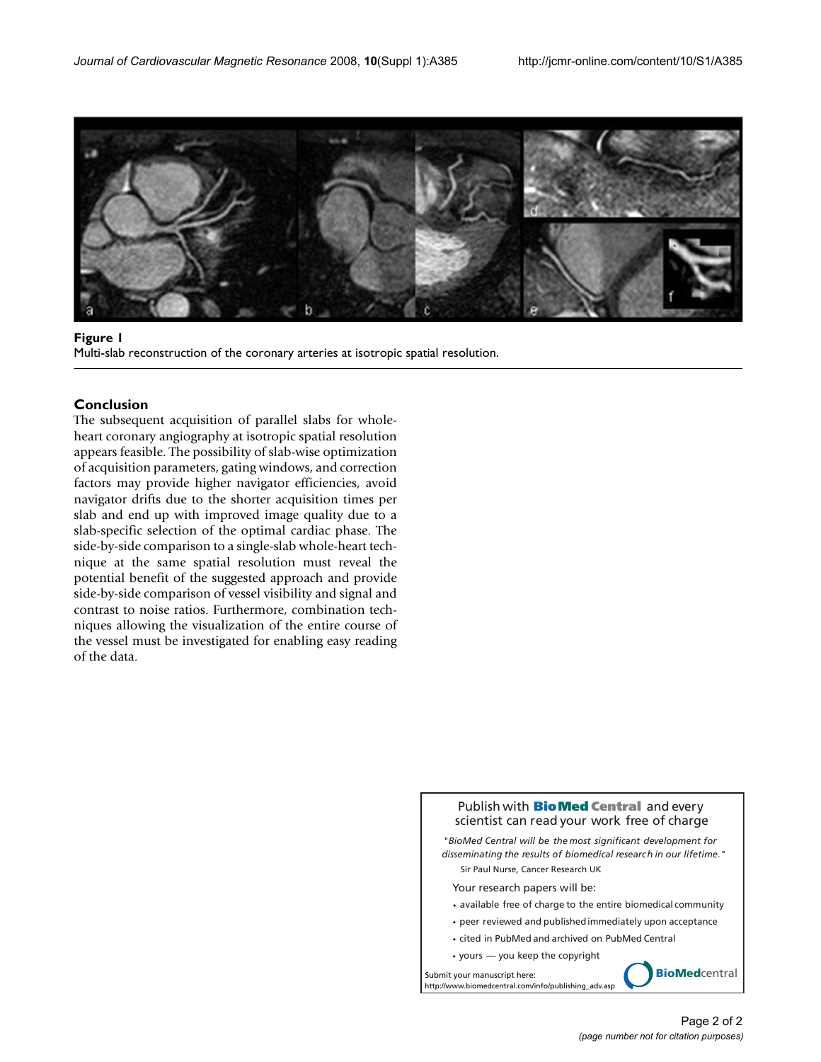**Figure 1**
Multi-slab reconstruction of the coronary arteries at isotropic spatial resolution.

## Conclusion

The subsequent acquisition of parallel slabs for whole-heart coronary angiography at isotropic spatial resolution appears feasible. The possibility of slab-wise optimization of acquisition parameters, gating windows, and correction factors may provide higher navigator efficiencies, avoid navigator drifts due to the shorter acquisition times per slab and end up with improved image quality due to a slab-specific selection of the optimal cardiac phase. The side-by-side comparison to a single-slab whole-heart technique at the same spatial resolution must reveal the potential benefit of the suggested approach and provide side-by-side comparison of vessel visibility and signal and contrast to noise ratios. Furthermore, combination techniques allowing the visualization of the entire course of the vessel must be investigated for enabling easy reading of the data.

Publish with **BioMed Central** and every scientist can read your work free of charge

*"BioMed Central will be the most significant development for disseminating the results of biomedical research in our lifetime."*
Sir Paul Nurse, Cancer Research UK

Your research papers will be:

- available free of charge to the entire biomedical community
- peer reviewed and published immediately upon acceptance
- cited in PubMed and archived on PubMed Central
- yours — you keep the copyright

Submit your manuscript here:
http://www.biomedcentral.com/info/publishing_adv.asp

**BioMed**central